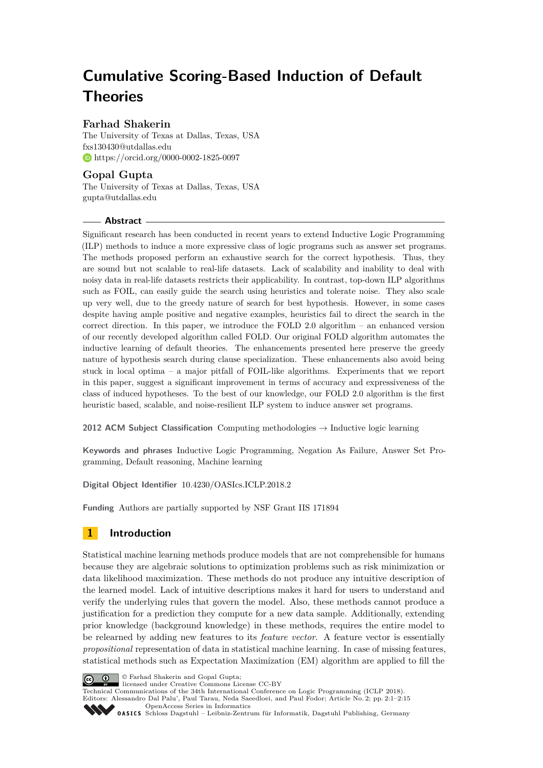# Cumulative Scoring-Based Induction of Default Theories

## Farhad Shakerin

The University of Texas at Dallas, Texas, USA
fxs130430@utdallas.edu
https://orcid.org/0000-0002-1825-0097

## Gopal Gupta

The University of Texas at Dallas, Texas, USA
gupta@utdallas.edu

## Abstract

Significant research has been conducted in recent years to extend Inductive Logic Programming (ILP) methods to induce a more expressive class of logic programs such as answer set programs. The methods proposed perform an exhaustive search for the correct hypothesis. Thus, they are sound but not scalable to real-life datasets. Lack of scalability and inability to deal with noisy data in real-life datasets restricts their applicability. In contrast, top-down ILP algorithms such as FOIL, can easily guide the search using heuristics and tolerate noise. They also scale up very well, due to the greedy nature of search for best hypothesis. However, in some cases despite having ample positive and negative examples, heuristics fail to direct the search in the correct direction. In this paper, we introduce the FOLD 2.0 algorithm – an enhanced version of our recently developed algorithm called FOLD. Our original FOLD algorithm automates the inductive learning of default theories. The enhancements presented here preserve the greedy nature of hypothesis search during clause specialization. These enhancements also avoid being stuck in local optima – a major pitfall of FOIL-like algorithms. Experiments that we report in this paper, suggest a significant improvement in terms of accuracy and expressiveness of the class of induced hypotheses. To the best of our knowledge, our FOLD 2.0 algorithm is the first heuristic based, scalable, and noise-resilient ILP system to induce answer set programs.

**2012 ACM Subject Classification** Computing methodologies → Inductive logic learning

**Keywords and phrases** Inductive Logic Programming, Negation As Failure, Answer Set Programming, Default reasoning, Machine learning

**Digital Object Identifier** 10.4230/OASIcs.ICLP.2018.2

**Funding** Authors are partially supported by NSF Grant IIS 171894

## 1 Introduction

Statistical machine learning methods produce models that are not comprehensible for humans because they are algebraic solutions to optimization problems such as risk minimization or data likelihood maximization. These methods do not produce any intuitive description of the learned model. Lack of intuitive descriptions makes it hard for users to understand and verify the underlying rules that govern the model. Also, these methods cannot produce a justification for a prediction they compute for a new data sample. Additionally, extending prior knowledge (background knowledge) in these methods, requires the entire model to be relearned by adding new features to its *feature vector*. A feature vector is essentially *propositional* representation of data in statistical machine learning. In case of missing features, statistical methods such as Expectation Maximization (EM) algorithm are applied to fill the

© Farhad Shakerin and Gopal Gupta;
licensed under Creative Commons License CC-BY
Technical Communications of the 34th International Conference on Logic Programming (ICLP 2018).
Editors: Alessandro Dal Palu', Paul Tarau, Neda Saeedloei, and Paul Fodor; Article No. 2; pp. 2:1–2:15
OpenAccess Series in Informatics
Schloss Dagstuhl – Leibniz-Zentrum für Informatik, Dagstuhl Publishing, Germany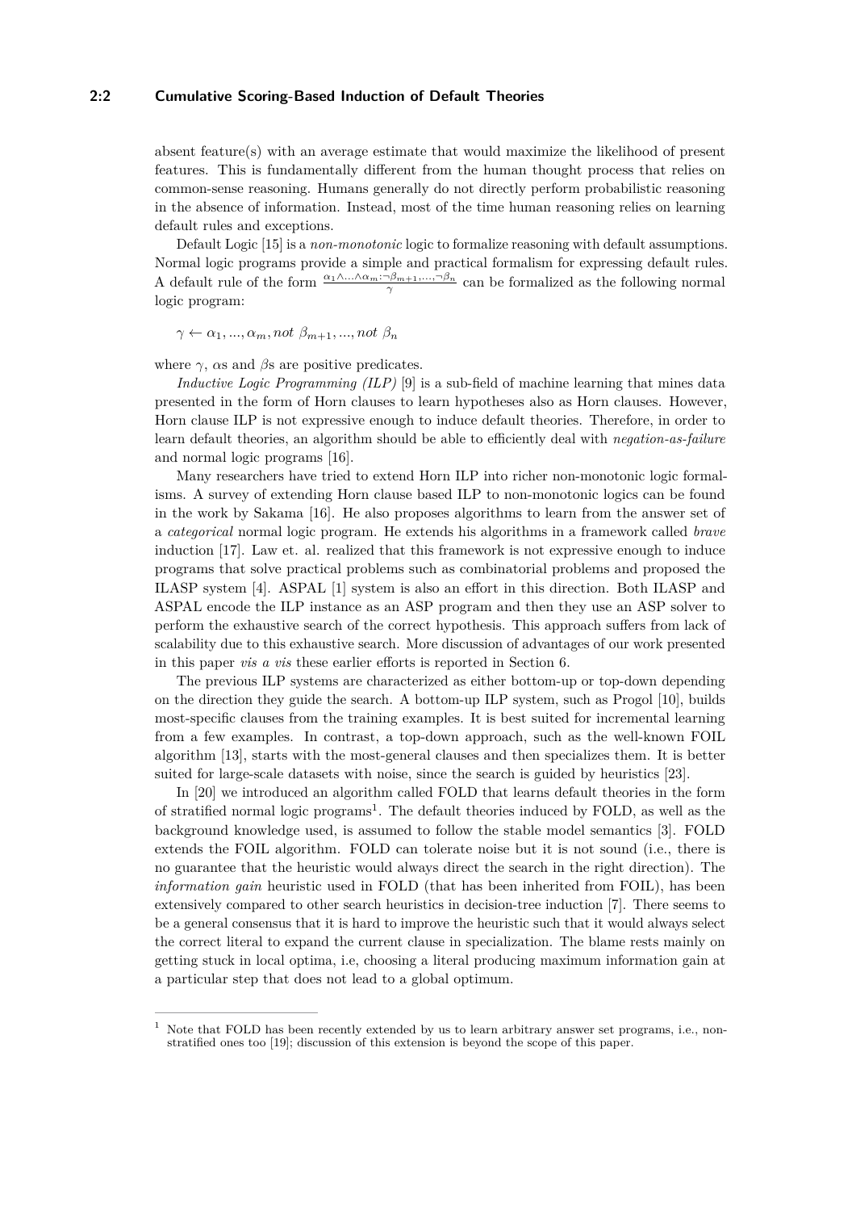absent feature(s) with an average estimate that would maximize the likelihood of present features. This is fundamentally different from the human thought process that relies on common-sense reasoning. Humans generally do not directly perform probabilistic reasoning in the absence of information. Instead, most of the time human reasoning relies on learning default rules and exceptions.

Default Logic [15] is a *non-monotonic* logic to formalize reasoning with default assumptions. Normal logic programs provide a simple and practical formalism for expressing default rules. A default rule of the form $\frac{\alpha_1 \wedge ... \wedge \alpha_m : \neg\beta_{m+1}, ..., \neg\beta_n}{\gamma}$ can be formalized as the following normal logic program:

$$\gamma \leftarrow \alpha_1, ..., \alpha_m, not\ \beta_{m+1}, ..., not\ \beta_n$$

where $\gamma$, $\alpha$s and $\beta$s are positive predicates.

*Inductive Logic Programming (ILP)* [9] is a sub-field of machine learning that mines data presented in the form of Horn clauses to learn hypotheses also as Horn clauses. However, Horn clause ILP is not expressive enough to induce default theories. Therefore, in order to learn default theories, an algorithm should be able to efficiently deal with *negation-as-failure* and normal logic programs [16].

Many researchers have tried to extend Horn ILP into richer non-monotonic logic formalisms. A survey of extending Horn clause based ILP to non-monotonic logics can be found in the work by Sakama [16]. He also proposes algorithms to learn from the answer set of a *categorical* normal logic program. He extends his algorithms in a framework called *brave* induction [17]. Law et. al. realized that this framework is not expressive enough to induce programs that solve practical problems such as combinatorial problems and proposed the ILASP system [4]. ASPAL [1] system is also an effort in this direction. Both ILASP and ASPAL encode the ILP instance as an ASP program and then they use an ASP solver to perform the exhaustive search of the correct hypothesis. This approach suffers from lack of scalability due to this exhaustive search. More discussion of advantages of our work presented in this paper *vis a vis* these earlier efforts is reported in Section 6.

The previous ILP systems are characterized as either bottom-up or top-down depending on the direction they guide the search. A bottom-up ILP system, such as Progol [10], builds most-specific clauses from the training examples. It is best suited for incremental learning from a few examples. In contrast, a top-down approach, such as the well-known FOIL algorithm [13], starts with the most-general clauses and then specializes them. It is better suited for large-scale datasets with noise, since the search is guided by heuristics [23].

In [20] we introduced an algorithm called FOLD that learns default theories in the form of stratified normal logic programs[1]. The default theories induced by FOLD, as well as the background knowledge used, is assumed to follow the stable model semantics [3]. FOLD extends the FOIL algorithm. FOLD can tolerate noise but it is not sound (i.e., there is no guarantee that the heuristic would always direct the search in the right direction). The *information gain* heuristic used in FOLD (that has been inherited from FOIL), has been extensively compared to other search heuristics in decision-tree induction [7]. There seems to be a general consensus that it is hard to improve the heuristic such that it would always select the correct literal to expand the current clause in specialization. The blame rests mainly on getting stuck in local optima, i.e, choosing a literal producing maximum information gain at a particular step that does not lead to a global optimum.

[1] Note that FOLD has been recently extended by us to learn arbitrary answer set programs, i.e., non-stratified ones too [19]; discussion of this extension is beyond the scope of this paper.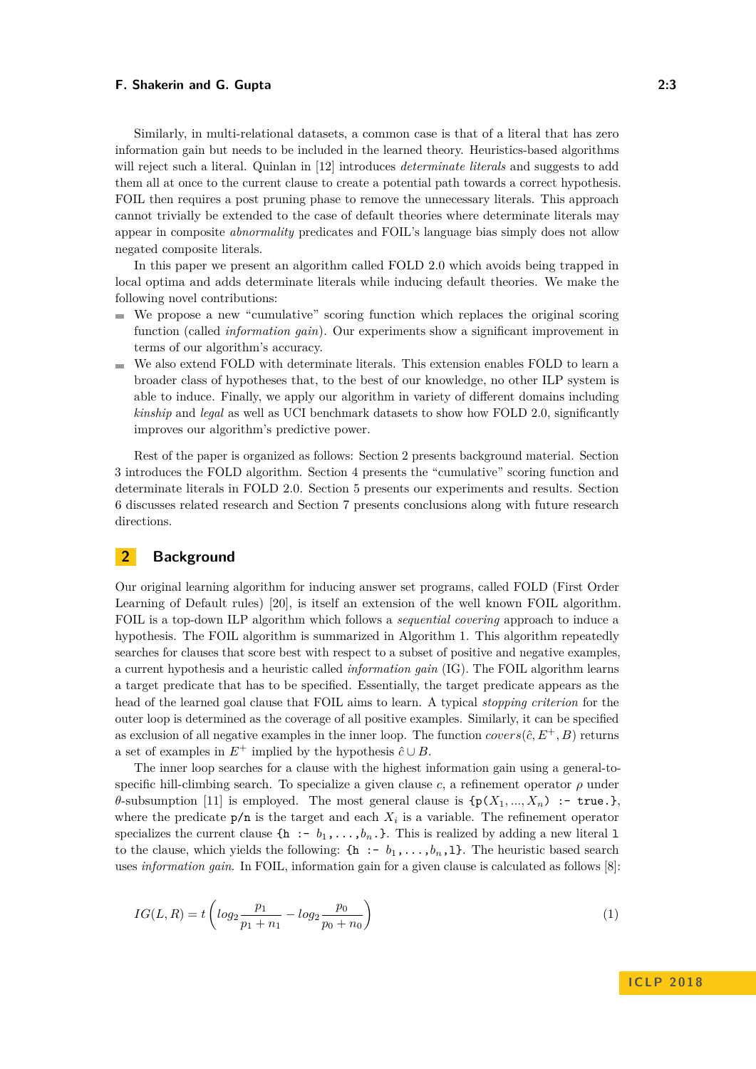Similarly, in multi-relational datasets, a common case is that of a literal that has zero information gain but needs to be included in the learned theory. Heuristics-based algorithms will reject such a literal. Quinlan in [12] introduces *determinate literals* and suggests to add them all at once to the current clause to create a potential path towards a correct hypothesis. FOIL then requires a post pruning phase to remove the unnecessary literals. This approach cannot trivially be extended to the case of default theories where determinate literals may appear in composite *abnormality* predicates and FOIL's language bias simply does not allow negated composite literals.

In this paper we present an algorithm called FOLD 2.0 which avoids being trapped in local optima and adds determinate literals while inducing default theories. We make the following novel contributions:

- We propose a new "cumulative" scoring function which replaces the original scoring function (called *information gain*). Our experiments show a significant improvement in terms of our algorithm's accuracy.
- We also extend FOLD with determinate literals. This extension enables FOLD to learn a broader class of hypotheses that, to the best of our knowledge, no other ILP system is able to induce. Finally, we apply our algorithm in variety of different domains including *kinship* and *legal* as well as UCI benchmark datasets to show how FOLD 2.0, significantly improves our algorithm's predictive power.

Rest of the paper is organized as follows: Section 2 presents background material. Section 3 introduces the FOLD algorithm. Section 4 presents the "cumulative" scoring function and determinate literals in FOLD 2.0. Section 5 presents our experiments and results. Section 6 discusses related research and Section 7 presents conclusions along with future research directions.

## 2 Background

Our original learning algorithm for inducing answer set programs, called FOLD (First Order Learning of Default rules) [20], is itself an extension of the well known FOIL algorithm. FOIL is a top-down ILP algorithm which follows a *sequential covering* approach to induce a hypothesis. The FOIL algorithm is summarized in Algorithm 1. This algorithm repeatedly searches for clauses that score best with respect to a subset of positive and negative examples, a current hypothesis and a heuristic called *information gain* (IG). The FOIL algorithm learns a target predicate that has to be specified. Essentially, the target predicate appears as the head of the learned goal clause that FOIL aims to learn. A typical *stopping criterion* for the outer loop is determined as the coverage of all positive examples. Similarly, it can be specified as exclusion of all negative examples in the inner loop. The function $covers(\hat{c}, E^+, B)$ returns a set of examples in $E^+$ implied by the hypothesis $\hat{c} \cup B$.

The inner loop searches for a clause with the highest information gain using a general-to-specific hill-climbing search. To specialize a given clause $c$, a refinement operator $\rho$ under $\theta$-subsumption [11] is employed. The most general clause is `{p(`$X_1, ..., X_n$`) :- true.}`, where the predicate `p/n` is the target and each $X_i$ is a variable. The refinement operator specializes the current clause `{h :-` $b_1, \ldots, b_n$`.}`. This is realized by adding a new literal `l` to the clause, which yields the following: `{h :-` $b_1, \ldots, b_n$`,l}`. The heuristic based search uses *information gain*. In FOIL, information gain for a given clause is calculated as follows [8]:

$$IG(L, R) = t\left(log_2\frac{p_1}{p_1 + n_1} - log_2\frac{p_0}{p_0 + n_0}\right) \tag{1}$$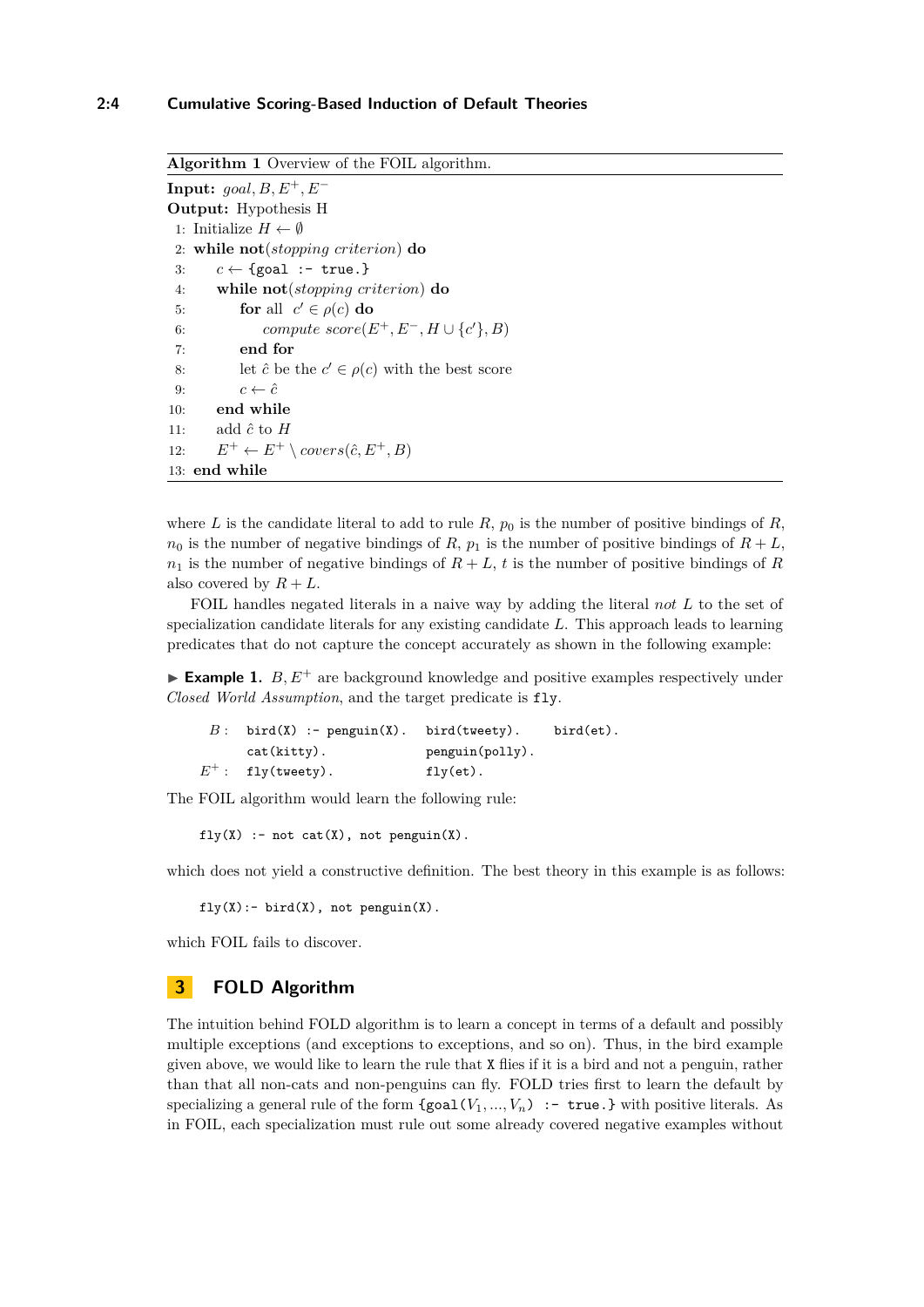**Algorithm 1** Overview of the FOIL algorithm.

**Input:** $goal, B, E^+, E^-$
**Output:** Hypothesis H

1: Initialize $H \leftarrow \emptyset$
2: **while not**(*stopping criterion*) **do**
3: $\quad c \leftarrow$ {`goal :- true.`}
4: $\quad$ **while not**(*stopping criterion*) **do**
5: $\quad\quad$ **for** all $c' \in \rho(c)$ **do**
6: $\quad\quad\quad$ *compute score*$(E^+, E^-, H \cup \{c'\}, B)$
7: $\quad\quad$ **end for**
8: $\quad\quad$ let $\hat{c}$ be the $c' \in \rho(c)$ with the best score
9: $\quad\quad$ $c \leftarrow \hat{c}$
10: $\quad$ **end while**
11: $\quad$ add $\hat{c}$ to $H$
12: $\quad$ $E^+ \leftarrow E^+ \setminus covers(\hat{c}, E^+, B)$
13: **end while**

where $L$ is the candidate literal to add to rule $R$, $p_0$ is the number of positive bindings of $R$, $n_0$ is the number of negative bindings of $R$, $p_1$ is the number of positive bindings of $R + L$, $n_1$ is the number of negative bindings of $R + L$, $t$ is the number of positive bindings of $R$ also covered by $R + L$.

FOIL handles negated literals in a naive way by adding the literal *not* $L$ to the set of specialization candidate literals for any existing candidate $L$. This approach leads to learning predicates that do not capture the concept accurately as shown in the following example:

▶ **Example 1.** $B, E^+$ are background knowledge and positive examples respectively under *Closed World Assumption*, and the target predicate is `fly`.

```
B :  bird(X) :- penguin(X).   bird(tweety).     bird(et).
     cat(kitty).              penguin(polly).
E+ : fly(tweety).             fly(et).
```

The FOIL algorithm would learn the following rule:

```
fly(X) :- not cat(X), not penguin(X).
```

which does not yield a constructive definition. The best theory in this example is as follows:

```
fly(X):- bird(X), not penguin(X).
```

which FOIL fails to discover.

## 3 FOLD Algorithm

The intuition behind FOLD algorithm is to learn a concept in terms of a default and possibly multiple exceptions (and exceptions to exceptions, and so on). Thus, in the bird example given above, we would like to learn the rule that `X` flies if it is a bird and not a penguin, rather than that all non-cats and non-penguins can fly. FOLD tries first to learn the default by specializing a general rule of the form {`goal(`$V_1, ..., V_n$`) :- true.`} with positive literals. As in FOIL, each specialization must rule out some already covered negative examples without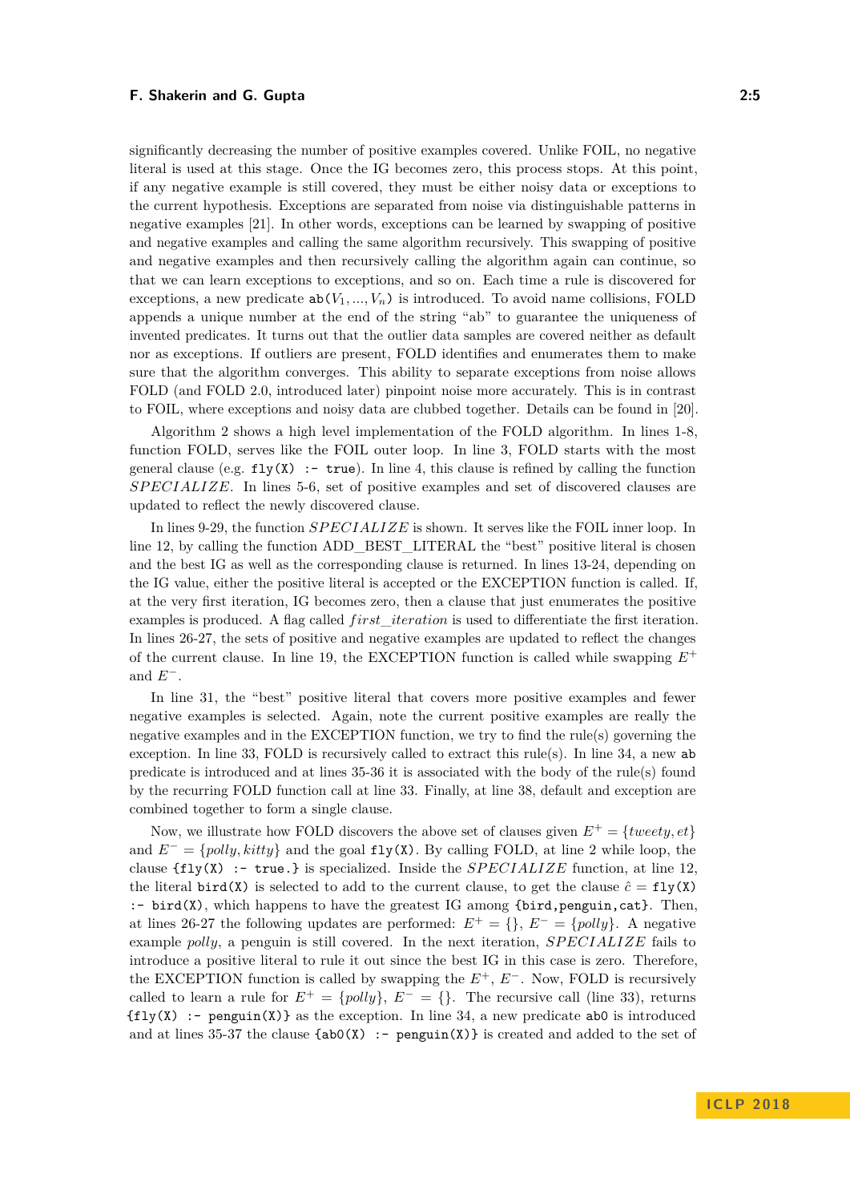significantly decreasing the number of positive examples covered. Unlike FOIL, no negative literal is used at this stage. Once the IG becomes zero, this process stops. At this point, if any negative example is still covered, they must be either noisy data or exceptions to the current hypothesis. Exceptions are separated from noise via distinguishable patterns in negative examples [21]. In other words, exceptions can be learned by swapping of positive and negative examples and calling the same algorithm recursively. This swapping of positive and negative examples and then recursively calling the algorithm again can continue, so that we can learn exceptions to exceptions, and so on. Each time a rule is discovered for exceptions, a new predicate `ab`$(V_1, ..., V_n)$ is introduced. To avoid name collisions, FOLD appends a unique number at the end of the string "ab" to guarantee the uniqueness of invented predicates. It turns out that the outlier data samples are covered neither as default nor as exceptions. If outliers are present, FOLD identifies and enumerates them to make sure that the algorithm converges. This ability to separate exceptions from noise allows FOLD (and FOLD 2.0, introduced later) pinpoint noise more accurately. This is in contrast to FOIL, where exceptions and noisy data are clubbed together. Details can be found in [20].

Algorithm 2 shows a high level implementation of the FOLD algorithm. In lines 1-8, function FOLD, serves like the FOIL outer loop. In line 3, FOLD starts with the most general clause (e.g. `fly(X) :- true`). In line 4, this clause is refined by calling the function *SPECIALIZE*. In lines 5-6, set of positive examples and set of discovered clauses are updated to reflect the newly discovered clause.

In lines 9-29, the function *SPECIALIZE* is shown. It serves like the FOIL inner loop. In line 12, by calling the function ADD_BEST_LITERAL the "best" positive literal is chosen and the best IG as well as the corresponding clause is returned. In lines 13-24, depending on the IG value, either the positive literal is accepted or the EXCEPTION function is called. If, at the very first iteration, IG becomes zero, then a clause that just enumerates the positive examples is produced. A flag called *first_iteration* is used to differentiate the first iteration. In lines 26-27, the sets of positive and negative examples are updated to reflect the changes of the current clause. In line 19, the EXCEPTION function is called while swapping $E^+$ and $E^-$.

In line 31, the "best" positive literal that covers more positive examples and fewer negative examples is selected. Again, note the current positive examples are really the negative examples and in the EXCEPTION function, we try to find the rule(s) governing the exception. In line 33, FOLD is recursively called to extract this rule(s). In line 34, a new `ab` predicate is introduced and at lines 35-36 it is associated with the body of the rule(s) found by the recurring FOLD function call at line 33. Finally, at line 38, default and exception are combined together to form a single clause.

Now, we illustrate how FOLD discovers the above set of clauses given $E^+ = \{tweety, et\}$ and $E^- = \{polly, kitty\}$ and the goal `fly(X)`. By calling FOLD, at line 2 while loop, the clause `{fly(X) :- true.}` is specialized. Inside the *SPECIALIZE* function, at line 12, the literal `bird(X)` is selected to add to the current clause, to get the clause $\hat{c}$ = `fly(X) :- bird(X)`, which happens to have the greatest IG among `{bird,penguin,cat}`. Then, at lines 26-27 the following updates are performed: $E^+ = \{\}$, $E^- = \{polly\}$. A negative example *polly*, a penguin is still covered. In the next iteration, *SPECIALIZE* fails to introduce a positive literal to rule it out since the best IG in this case is zero. Therefore, the EXCEPTION function is called by swapping the $E^+$, $E^-$. Now, FOLD is recursively called to learn a rule for $E^+ = \{polly\}$, $E^- = \{\}$. The recursive call (line 33), returns `{fly(X) :- penguin(X)}` as the exception. In line 34, a new predicate `ab0` is introduced and at lines 35-37 the clause `{ab0(X) :- penguin(X)}` is created and added to the set of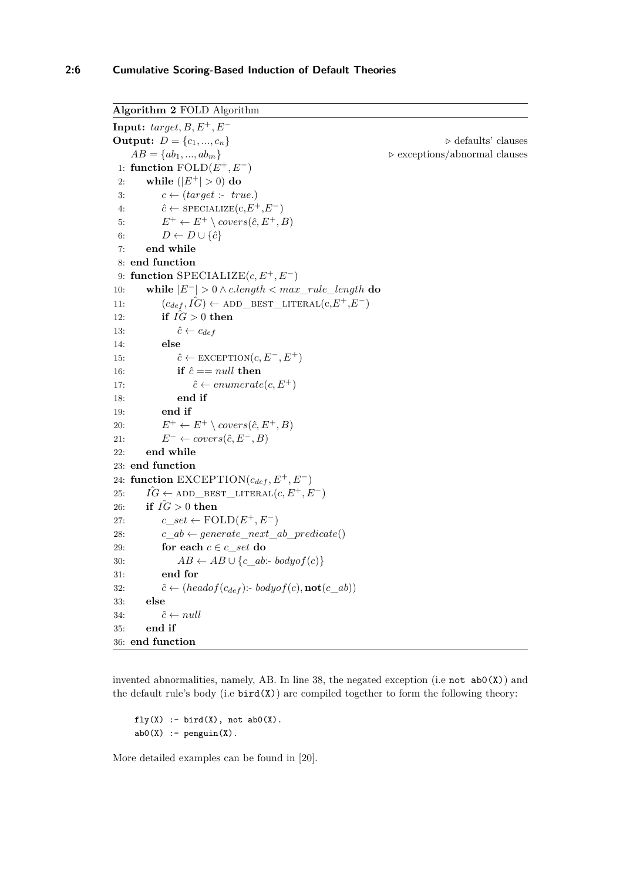**Algorithm 2** FOLD Algorithm

```
Input: target, B, E+, E-
Output: D = {c_1, ..., c_n}                                  ▷ defaults' clauses
    AB = {ab_1, ..., ab_m}                                   ▷ exceptions/abnormal clauses
 1: function FOLD(E+, E-)
 2:     while (|E+| > 0) do
 3:         c ← (target :- true.)
 4:         ĉ ← SPECIALIZE(c, E+, E-)
 5:         E+ ← E+ \ covers(ĉ, E+, B)
 6:         D ← D ∪ {ĉ}
 7:     end while
 8: end function
 9: function SPECIALIZE(c, E+, E-)
10:     while |E-| > 0 ∧ c.length < max_rule_length do
11:         (c_def, ÎG) ← ADD_BEST_LITERAL(c, E+, E-)
12:         if ÎG > 0 then
13:             ĉ ← c_def
14:         else
15:             ĉ ← EXCEPTION(c, E-, E+)
16:             if ĉ == null then
17:                 ĉ ← enumerate(c, E+)
18:             end if
19:         end if
20:         E+ ← E+ \ covers(ĉ, E+, B)
21:         E- ← covers(ĉ, E-, B)
22:     end while
23: end function
24: function EXCEPTION(c_def, E+, E-)
25:     ÎG ← ADD_BEST_LITERAL(c, E+, E-)
26:     if ÎG > 0 then
27:         c_set ← FOLD(E+, E-)
28:         c_ab ← generate_next_ab_predicate()
29:         for each c ∈ c_set do
30:             AB ← AB ∪ {c_ab :- bodyof(c)}
31:         end for
32:         ĉ ← (headof(c_def) :- bodyof(c), not(c_ab))
33:     else
34:         ĉ ← null
35:     end if
36: end function
```

invented abnormalities, namely, AB. In line 38, the negated exception (i.e `not ab0(X)`) and the default rule's body (i.e `bird(X)`) are compiled together to form the following theory:

```
fly(X) :- bird(X), not ab0(X).
ab0(X) :- penguin(X).
```

More detailed examples can be found in [20].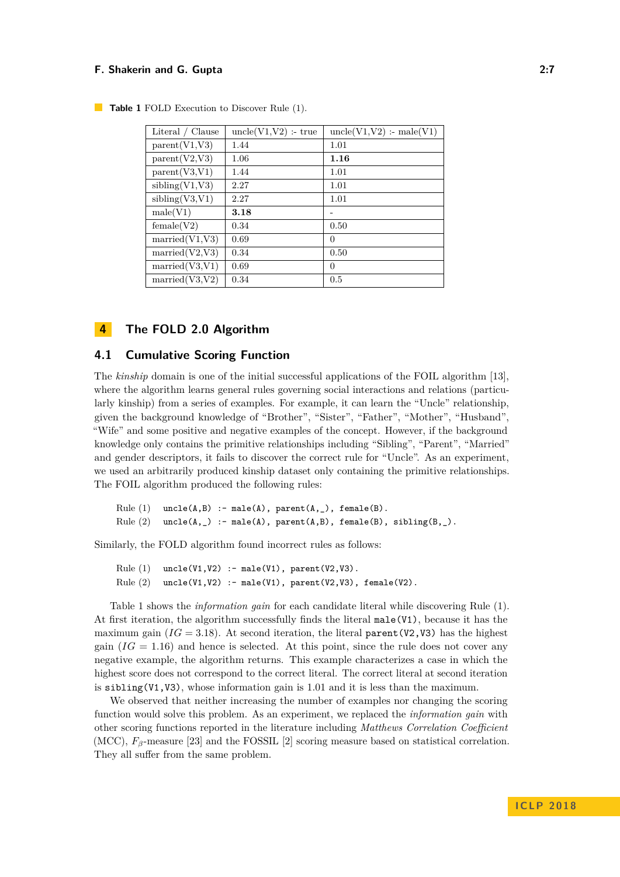**Table 1** FOLD Execution to Discover Rule (1).

| Literal / Clause | uncle(V1,V2) :- true | uncle(V1,V2) :- male(V1) |
|---|---|---|
| parent(V1,V3) | 1.44 | 1.01 |
| parent(V2,V3) | 1.06 | **1.16** |
| parent(V3,V1) | 1.44 | 1.01 |
| sibling(V1,V3) | 2.27 | 1.01 |
| sibling(V3,V1) | 2.27 | 1.01 |
| male(V1) | **3.18** | - |
| female(V2) | 0.34 | 0.50 |
| married(V1,V3) | 0.69 | 0 |
| married(V2,V3) | 0.34 | 0.50 |
| married(V3,V1) | 0.69 | 0 |
| married(V3,V2) | 0.34 | 0.5 |

## 4 The FOLD 2.0 Algorithm

### 4.1 Cumulative Scoring Function

The *kinship* domain is one of the initial successful applications of the FOIL algorithm [13], where the algorithm learns general rules governing social interactions and relations (particularly kinship) from a series of examples. For example, it can learn the "Uncle" relationship, given the background knowledge of "Brother", "Sister", "Father", "Mother", "Husband", "Wife" and some positive and negative examples of the concept. However, if the background knowledge only contains the primitive relationships including "Sibling", "Parent", "Married" and gender descriptors, it fails to discover the correct rule for "Uncle". As an experiment, we used an arbitrarily produced kinship dataset only containing the primitive relationships. The FOIL algorithm produced the following rules:

```
Rule (1)   uncle(A,B) :- male(A), parent(A,_), female(B).
Rule (2)   uncle(A,_) :- male(A), parent(A,B), female(B), sibling(B,_).
```

Similarly, the FOLD algorithm found incorrect rules as follows:

```
Rule (1)   uncle(V1,V2) :- male(V1), parent(V2,V3).
Rule (2)   uncle(V1,V2) :- male(V1), parent(V2,V3), female(V2).
```

Table 1 shows the *information gain* for each candidate literal while discovering Rule (1). At first iteration, the algorithm successfully finds the literal `male(V1)`, because it has the maximum gain ($IG = 3.18$). At second iteration, the literal `parent(V2,V3)` has the highest gain ($IG = 1.16$) and hence is selected. At this point, since the rule does not cover any negative example, the algorithm returns. This example characterizes a case in which the highest score does not correspond to the correct literal. The correct literal at second iteration is `sibling(V1,V3)`, whose information gain is 1.01 and it is less than the maximum.

We observed that neither increasing the number of examples nor changing the scoring function would solve this problem. As an experiment, we replaced the *information gain* with other scoring functions reported in the literature including *Matthews Correlation Coefficient* (MCC), $F_\beta$-measure [23] and the FOSSIL [2] scoring measure based on statistical correlation. They all suffer from the same problem.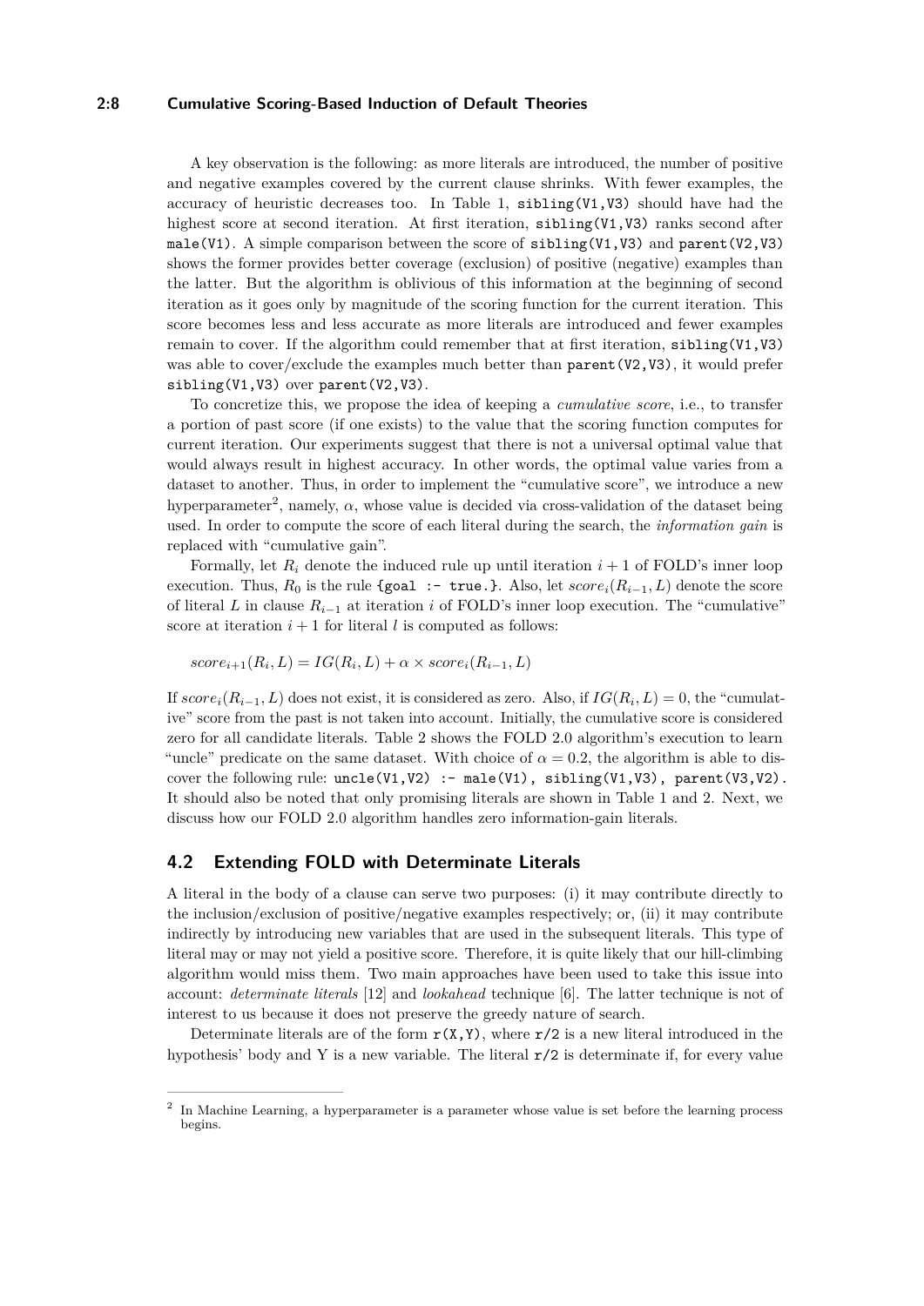A key observation is the following: as more literals are introduced, the number of positive and negative examples covered by the current clause shrinks. With fewer examples, the accuracy of heuristic decreases too. In Table 1, `sibling(V1,V3)` should have had the highest score at second iteration. At first iteration, `sibling(V1,V3)` ranks second after `male(V1)`. A simple comparison between the score of `sibling(V1,V3)` and `parent(V2,V3)` shows the former provides better coverage (exclusion) of positive (negative) examples than the latter. But the algorithm is oblivious of this information at the beginning of second iteration as it goes only by magnitude of the scoring function for the current iteration. This score becomes less and less accurate as more literals are introduced and fewer examples remain to cover. If the algorithm could remember that at first iteration, `sibling(V1,V3)` was able to cover/exclude the examples much better than `parent(V2,V3)`, it would prefer `sibling(V1,V3)` over `parent(V2,V3)`.

To concretize this, we propose the idea of keeping a *cumulative score*, i.e., to transfer a portion of past score (if one exists) to the value that the scoring function computes for current iteration. Our experiments suggest that there is not a universal optimal value that would always result in highest accuracy. In other words, the optimal value varies from a dataset to another. Thus, in order to implement the "cumulative score", we introduce a new hyperparameter[2], namely, $\alpha$, whose value is decided via cross-validation of the dataset being used. In order to compute the score of each literal during the search, the *information gain* is replaced with "cumulative gain".

Formally, let $R_i$ denote the induced rule up until iteration $i+1$ of FOLD's inner loop execution. Thus, $R_0$ is the rule `{goal :- true.}`. Also, let $score_i(R_{i-1}, L)$ denote the score of literal $L$ in clause $R_{i-1}$ at iteration $i$ of FOLD's inner loop execution. The "cumulative" score at iteration $i+1$ for literal $l$ is computed as follows:

$$score_{i+1}(R_i, L) = IG(R_i, L) + \alpha \times score_i(R_{i-1}, L)$$

If $score_i(R_{i-1}, L)$ does not exist, it is considered as zero. Also, if $IG(R_i, L) = 0$, the "cumulative" score from the past is not taken into account. Initially, the cumulative score is considered zero for all candidate literals. Table 2 shows the FOLD 2.0 algorithm's execution to learn "uncle" predicate on the same dataset. With choice of $\alpha = 0.2$, the algorithm is able to discover the following rule: `uncle(V1,V2) :- male(V1), sibling(V1,V3), parent(V3,V2).` It should also be noted that only promising literals are shown in Table 1 and 2. Next, we discuss how our FOLD 2.0 algorithm handles zero information-gain literals.

## 4.2 Extending FOLD with Determinate Literals

A literal in the body of a clause can serve two purposes: (i) it may contribute directly to the inclusion/exclusion of positive/negative examples respectively; or, (ii) it may contribute indirectly by introducing new variables that are used in the subsequent literals. This type of literal may or may not yield a positive score. Therefore, it is quite likely that our hill-climbing algorithm would miss them. Two main approaches have been used to take this issue into account: *determinate literals* [12] and *lookahead* technique [6]. The latter technique is not of interest to us because it does not preserve the greedy nature of search.

Determinate literals are of the form `r(X,Y)`, where `r/2` is a new literal introduced in the hypothesis' body and Y is a new variable. The literal `r/2` is determinate if, for every value

[2] In Machine Learning, a hyperparameter is a parameter whose value is set before the learning process begins.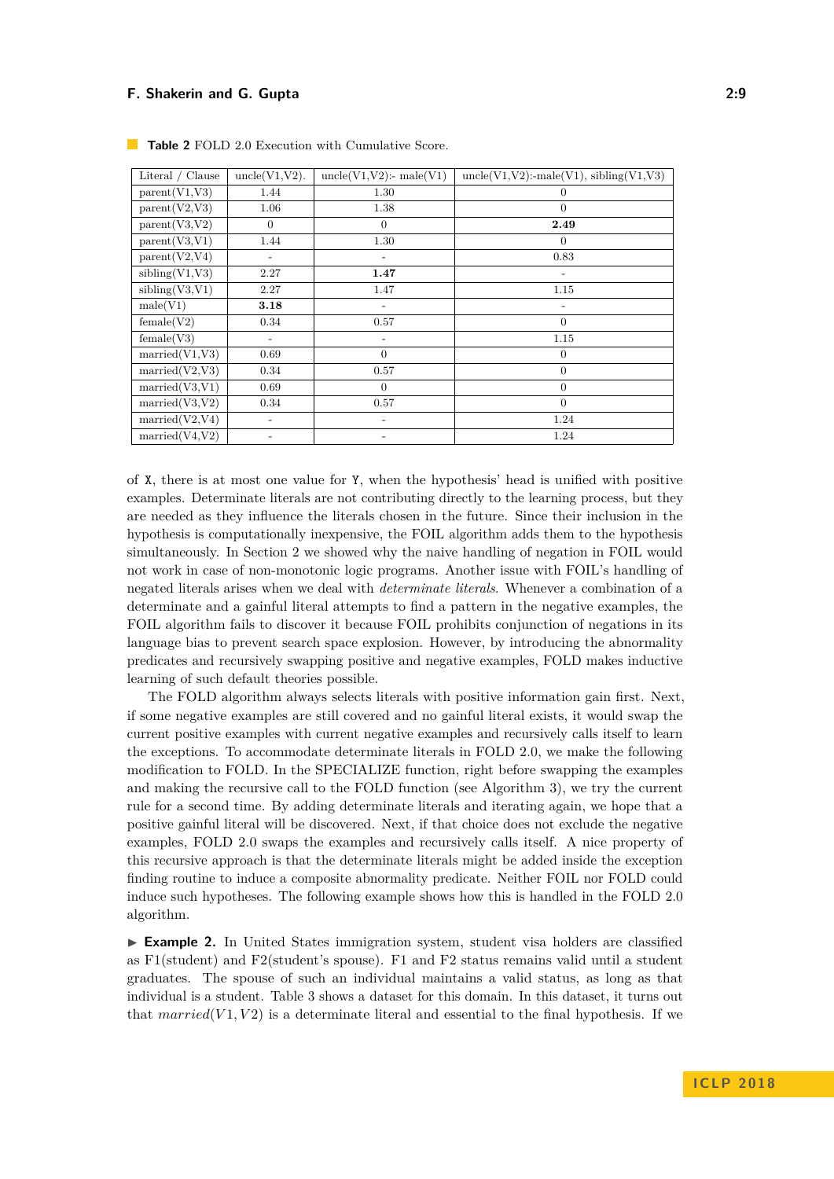**Table 2** FOLD 2.0 Execution with Cumulative Score.

| Literal / Clause | uncle(V1,V2). | uncle(V1,V2):- male(V1) | uncle(V1,V2):-male(V1), sibling(V1,V3) |
|---|---|---|---|
| parent(V1,V3) | 1.44 | 1.30 | 0 |
| parent(V2,V3) | 1.06 | 1.38 | 0 |
| parent(V3,V2) | 0 | 0 | **2.49** |
| parent(V3,V1) | 1.44 | 1.30 | 0 |
| parent(V2,V4) | - | - | 0.83 |
| sibling(V1,V3) | 2.27 | **1.47** | - |
| sibling(V3,V1) | 2.27 | 1.47 | 1.15 |
| male(V1) | **3.18** | - | - |
| female(V2) | 0.34 | 0.57 | 0 |
| female(V3) | - | - | 1.15 |
| married(V1,V3) | 0.69 | 0 | 0 |
| married(V2,V3) | 0.34 | 0.57 | 0 |
| married(V3,V1) | 0.69 | 0 | 0 |
| married(V3,V2) | 0.34 | 0.57 | 0 |
| married(V2,V4) | - | - | 1.24 |
| married(V4,V2) | - | - | 1.24 |

of X, there is at most one value for Y, when the hypothesis' head is unified with positive examples. Determinate literals are not contributing directly to the learning process, but they are needed as they influence the literals chosen in the future. Since their inclusion in the hypothesis is computationally inexpensive, the FOIL algorithm adds them to the hypothesis simultaneously. In Section 2 we showed why the naive handling of negation in FOIL would not work in case of non-monotonic logic programs. Another issue with FOIL's handling of negated literals arises when we deal with *determinate literals*. Whenever a combination of a determinate and a gainful literal attempts to find a pattern in the negative examples, the FOIL algorithm fails to discover it because FOIL prohibits conjunction of negations in its language bias to prevent search space explosion. However, by introducing the abnormality predicates and recursively swapping positive and negative examples, FOLD makes inductive learning of such default theories possible.

The FOLD algorithm always selects literals with positive information gain first. Next, if some negative examples are still covered and no gainful literal exists, it would swap the current positive examples with current negative examples and recursively calls itself to learn the exceptions. To accommodate determinate literals in FOLD 2.0, we make the following modification to FOLD. In the SPECIALIZE function, right before swapping the examples and making the recursive call to the FOLD function (see Algorithm 3), we try the current rule for a second time. By adding determinate literals and iterating again, we hope that a positive gainful literal will be discovered. Next, if that choice does not exclude the negative examples, FOLD 2.0 swaps the examples and recursively calls itself. A nice property of this recursive approach is that the determinate literals might be added inside the exception finding routine to induce a composite abnormality predicate. Neither FOIL nor FOLD could induce such hypotheses. The following example shows how this is handled in the FOLD 2.0 algorithm.

► **Example 2.** In United States immigration system, student visa holders are classified as F1(student) and F2(student's spouse). F1 and F2 status remains valid until a student graduates. The spouse of such an individual maintains a valid status, as long as that individual is a student. Table 3 shows a dataset for this domain. In this dataset, it turns out that $married(V1, V2)$ is a determinate literal and essential to the final hypothesis. If we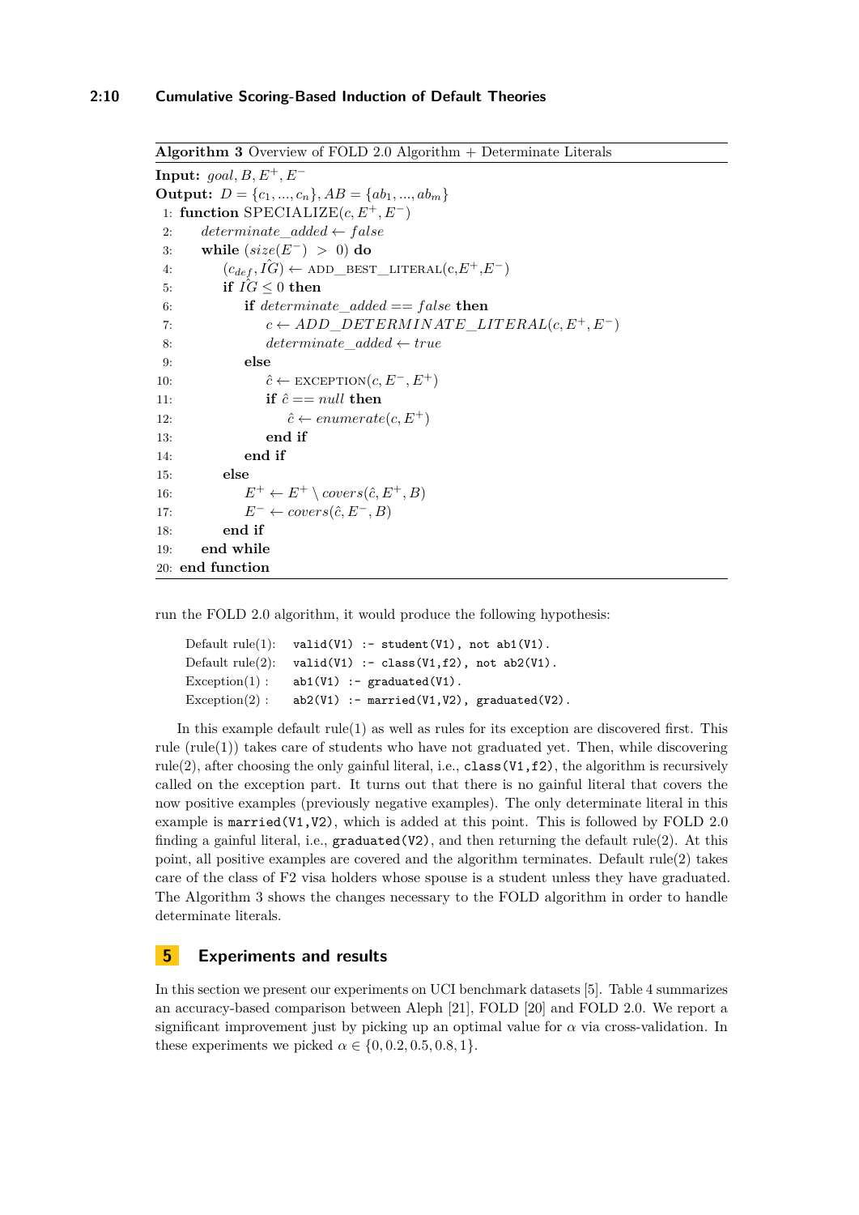**Algorithm 3** Overview of FOLD 2.0 Algorithm + Determinate Literals

**Input:** $goal, B, E^+, E^-$
**Output:** $D = \{c_1, ..., c_n\}, AB = \{ab_1, ..., ab_m\}$

```
1: function SPECIALIZE(c, E+, E-)
2:     determinate_added ← false
3:     while (size(E-) > 0) do
4:         (c_def, IĜ) ← ADD_BEST_LITERAL(c,E+,E-)
5:         if IĜ ≤ 0 then
6:             if determinate_added == false then
7:                 c ← ADD_DETERMINATE_LITERAL(c, E+, E-)
8:                 determinate_added ← true
9:             else
10:                ĉ ← EXCEPTION(c, E-, E+)
11:                if ĉ == null then
12:                    ĉ ← enumerate(c, E+)
13:                end if
14:            end if
15:        else
16:            E+ ← E+ \ covers(ĉ, E+, B)
17:            E- ← covers(ĉ, E-, B)
18:        end if
19:    end while
20: end function
```

run the FOLD 2.0 algorithm, it would produce the following hypothesis:

```
Default rule(1):   valid(V1) :- student(V1), not ab1(V1).
Default rule(2):   valid(V1) :- class(V1,f2), not ab2(V1).
Exception(1) :     ab1(V1) :- graduated(V1).
Exception(2) :     ab2(V1) :- married(V1,V2), graduated(V2).
```

In this example default rule(1) as well as rules for its exception are discovered first. This rule (rule(1)) takes care of students who have not graduated yet. Then, while discovering rule(2), after choosing the only gainful literal, i.e., `class(V1,f2)`, the algorithm is recursively called on the exception part. It turns out that there is no gainful literal that covers the now positive examples (previously negative examples). The only determinate literal in this example is `married(V1,V2)`, which is added at this point. This is followed by FOLD 2.0 finding a gainful literal, i.e., `graduated(V2)`, and then returning the default rule(2). At this point, all positive examples are covered and the algorithm terminates. Default rule(2) takes care of the class of F2 visa holders whose spouse is a student unless they have graduated. The Algorithm 3 shows the changes necessary to the FOLD algorithm in order to handle determinate literals.

## 5 Experiments and results

In this section we present our experiments on UCI benchmark datasets [5]. Table 4 summarizes an accuracy-based comparison between Aleph [21], FOLD [20] and FOLD 2.0. We report a significant improvement just by picking up an optimal value for $\alpha$ via cross-validation. In these experiments we picked $\alpha \in \{0, 0.2, 0.5, 0.8, 1\}$.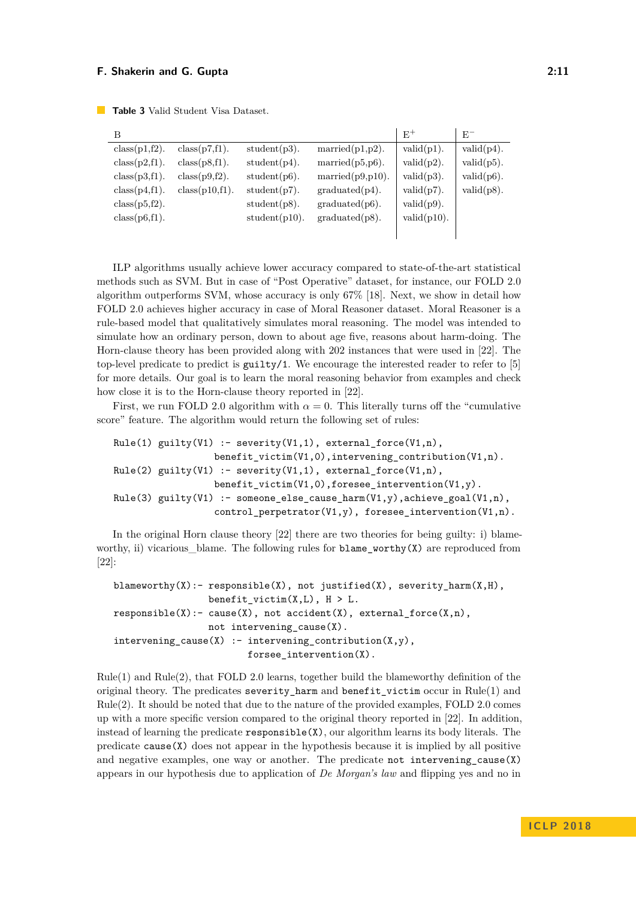**Table 3** Valid Student Visa Dataset.

| B | | | | $E^+$ | $E^-$ |
|---|---|---|---|---|---|
| class(p1,f2). | class(p7,f1). | student(p3). | married(p1,p2). | valid(p1). | valid(p4). |
| class(p2,f1). | class(p8,f1). | student(p4). | married(p5,p6). | valid(p2). | valid(p5). |
| class(p3,f1). | class(p9,f2). | student(p6). | married(p9,p10). | valid(p3). | valid(p6). |
| class(p4,f1). | class(p10,f1). | student(p7). | graduated(p4). | valid(p7). | valid(p8). |
| class(p5,f2). | | student(p8). | graduated(p6). | valid(p9). | |
| class(p6,f1). | | student(p10). | graduated(p8). | valid(p10). | |

ILP algorithms usually achieve lower accuracy compared to state-of-the-art statistical methods such as SVM. But in case of "Post Operative" dataset, for instance, our FOLD 2.0 algorithm outperforms SVM, whose accuracy is only 67% [18]. Next, we show in detail how FOLD 2.0 achieves higher accuracy in case of Moral Reasoner dataset. Moral Reasoner is a rule-based model that qualitatively simulates moral reasoning. The model was intended to simulate how an ordinary person, down to about age five, reasons about harm-doing. The Horn-clause theory has been provided along with 202 instances that were used in [22]. The top-level predicate to predict is `guilty/1`. We encourage the interested reader to refer to [5] for more details. Our goal is to learn the moral reasoning behavior from examples and check how close it is to the Horn-clause theory reported in [22].

First, we run FOLD 2.0 algorithm with $\alpha = 0$. This literally turns off the "cumulative score" feature. The algorithm would return the following set of rules:

```
Rule(1) guilty(V1) :- severity(V1,1), external_force(V1,n),
                      benefit_victim(V1,0),intervening_contribution(V1,n).
Rule(2) guilty(V1) :- severity(V1,1), external_force(V1,n),
                      benefit_victim(V1,0),foresee_intervention(V1,y).
Rule(3) guilty(V1) :- someone_else_cause_harm(V1,y),achieve_goal(V1,n),
                      control_perpetrator(V1,y), foresee_intervention(V1,n).
```

In the original Horn clause theory [22] there are two theories for being guilty: i) blameworthy, ii) vicarious_blame. The following rules for `blame_worthy(X)` are reproduced from [22]:

```
blameworthy(X):- responsible(X), not justified(X), severity_harm(X,H),
                 benefit_victim(X,L), H > L.
responsible(X):- cause(X), not accident(X), external_force(X,n),
                 not intervening_cause(X).
intervening_cause(X) :- intervening_contribution(X,y),
                        forsee_intervention(X).
```

Rule(1) and Rule(2), that FOLD 2.0 learns, together build the blameworthy definition of the original theory. The predicates `severity_harm` and `benefit_victim` occur in Rule(1) and Rule(2). It should be noted that due to the nature of the provided examples, FOLD 2.0 comes up with a more specific version compared to the original theory reported in [22]. In addition, instead of learning the predicate `responsible(X)`, our algorithm learns its body literals. The predicate `cause(X)` does not appear in the hypothesis because it is implied by all positive and negative examples, one way or another. The predicate `not intervening_cause(X)` appears in our hypothesis due to application of *De Morgan's law* and flipping yes and no in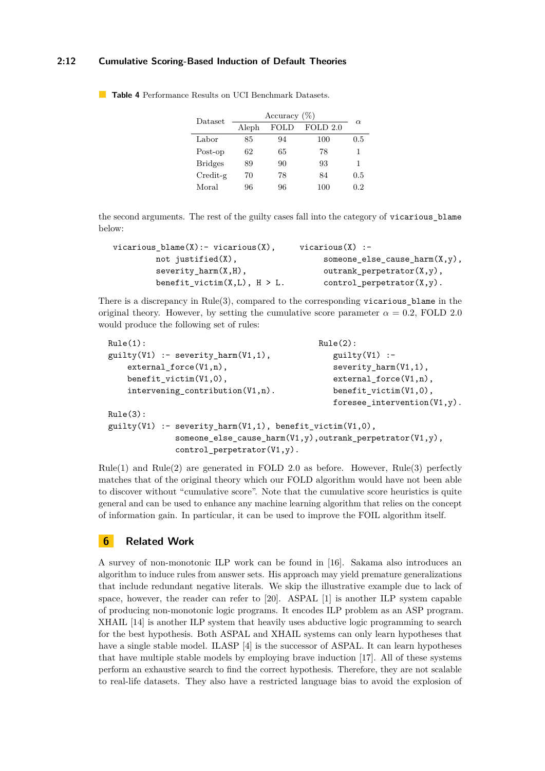**Table 4** Performance Results on UCI Benchmark Datasets.

| Dataset | Accuracy (%) | | | $\alpha$ |
|---|---|---|---|---|
| | Aleph | FOLD | FOLD 2.0 | |
| Labor | 85 | 94 | 100 | 0.5 |
| Post-op | 62 | 65 | 78 | 1 |
| Bridges | 89 | 90 | 93 | 1 |
| Credit-g | 70 | 78 | 84 | 0.5 |
| Moral | 96 | 96 | 100 | 0.2 |

the second arguments. The rest of the guilty cases fall into the category of `vicarious_blame` below:

```
vicarious_blame(X):- vicarious(X),
        not justified(X),
        severity_harm(X,H),
        benefit_victim(X,L), H > L.

vicarious(X) :-
      someone_else_cause_harm(X,y),
      outrank_perpetrator(X,y),
      control_perpetrator(X,y).
```

There is a discrepancy in Rule(3), compared to the corresponding `vicarious_blame` in the original theory. However, by setting the cumulative score parameter $\alpha = 0.2$, FOLD 2.0 would produce the following set of rules:

```
Rule(1):
guilty(V1) :- severity_harm(V1,1),
    external_force(V1,n),
    benefit_victim(V1,0),
    intervening_contribution(V1,n).

Rule(2):
   guilty(V1) :-
   severity_harm(V1,1),
   external_force(V1,n),
   benefit_victim(V1,0),
   foresee_intervention(V1,y).

Rule(3):
guilty(V1) :- severity_harm(V1,1), benefit_victim(V1,0),
            someone_else_cause_harm(V1,y),outrank_perpetrator(V1,y),
            control_perpetrator(V1,y).
```

Rule(1) and Rule(2) are generated in FOLD 2.0 as before. However, Rule(3) perfectly matches that of the original theory which our FOLD algorithm would have not been able to discover without "cumulative score". Note that the cumulative score heuristics is quite general and can be used to enhance any machine learning algorithm that relies on the concept of information gain. In particular, it can be used to improve the FOIL algorithm itself.

## 6 Related Work

A survey of non-monotonic ILP work can be found in [16]. Sakama also introduces an algorithm to induce rules from answer sets. His approach may yield premature generalizations that include redundant negative literals. We skip the illustrative example due to lack of space, however, the reader can refer to [20]. ASPAL [1] is another ILP system capable of producing non-monotonic logic programs. It encodes ILP problem as an ASP program. XHAIL [14] is another ILP system that heavily uses abductive logic programming to search for the best hypothesis. Both ASPAL and XHAIL systems can only learn hypotheses that have a single stable model. ILASP [4] is the successor of ASPAL. It can learn hypotheses that have multiple stable models by employing brave induction [17]. All of these systems perform an exhaustive search to find the correct hypothesis. Therefore, they are not scalable to real-life datasets. They also have a restricted language bias to avoid the explosion of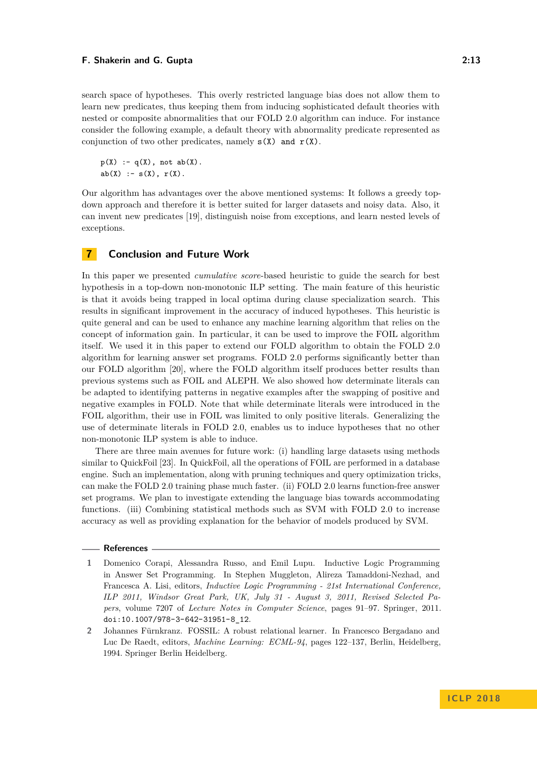search space of hypotheses. This overly restricted language bias does not allow them to learn new predicates, thus keeping them from inducing sophisticated default theories with nested or composite abnormalities that our FOLD 2.0 algorithm can induce. For instance consider the following example, a default theory with abnormality predicate represented as conjunction of two other predicates, namely `s(X) and r(X)`.

```
p(X) :- q(X), not ab(X).
ab(X) :- s(X), r(X).
```

Our algorithm has advantages over the above mentioned systems: It follows a greedy top-down approach and therefore it is better suited for larger datasets and noisy data. Also, it can invent new predicates [19], distinguish noise from exceptions, and learn nested levels of exceptions.

## 7 Conclusion and Future Work

In this paper we presented *cumulative score*-based heuristic to guide the search for best hypothesis in a top-down non-monotonic ILP setting. The main feature of this heuristic is that it avoids being trapped in local optima during clause specialization search. This results in significant improvement in the accuracy of induced hypotheses. This heuristic is quite general and can be used to enhance any machine learning algorithm that relies on the concept of information gain. In particular, it can be used to improve the FOIL algorithm itself. We used it in this paper to extend our FOLD algorithm to obtain the FOLD 2.0 algorithm for learning answer set programs. FOLD 2.0 performs significantly better than our FOLD algorithm [20], where the FOLD algorithm itself produces better results than previous systems such as FOIL and ALEPH. We also showed how determinate literals can be adapted to identifying patterns in negative examples after the swapping of positive and negative examples in FOLD. Note that while determinate literals were introduced in the FOIL algorithm, their use in FOIL was limited to only positive literals. Generalizing the use of determinate literals in FOLD 2.0, enables us to induce hypotheses that no other non-monotonic ILP system is able to induce.

There are three main avenues for future work: (i) handling large datasets using methods similar to QuickFoil [23]. In QuickFoil, all the operations of FOIL are performed in a database engine. Such an implementation, along with pruning techniques and query optimization tricks, can make the FOLD 2.0 training phase much faster. (ii) FOLD 2.0 learns function-free answer set programs. We plan to investigate extending the language bias towards accommodating functions. (iii) Combining statistical methods such as SVM with FOLD 2.0 to increase accuracy as well as providing explanation for the behavior of models produced by SVM.

## References

1. Domenico Corapi, Alessandra Russo, and Emil Lupu. Inductive Logic Programming in Answer Set Programming. In Stephen Muggleton, Alireza Tamaddoni-Nezhad, and Francesca A. Lisi, editors, *Inductive Logic Programming - 21st International Conference, ILP 2011, Windsor Great Park, UK, July 31 - August 3, 2011, Revised Selected Papers*, volume 7207 of *Lecture Notes in Computer Science*, pages 91–97. Springer, 2011. `doi:10.1007/978-3-642-31951-8_12`.
2. Johannes Fürnkranz. FOSSIL: A robust relational learner. In Francesco Bergadano and Luc De Raedt, editors, *Machine Learning: ECML-94*, pages 122–137, Berlin, Heidelberg, 1994. Springer Berlin Heidelberg.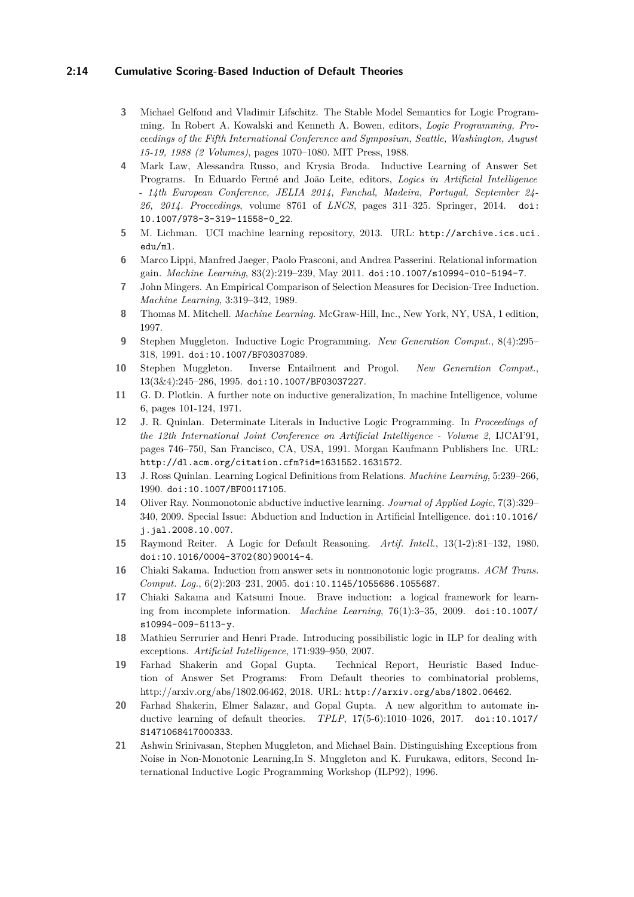3. Michael Gelfond and Vladimir Lifschitz. The Stable Model Semantics for Logic Programming. In Robert A. Kowalski and Kenneth A. Bowen, editors, *Logic Programming, Proceedings of the Fifth International Conference and Symposium, Seattle, Washington, August 15-19, 1988 (2 Volumes)*, pages 1070–1080. MIT Press, 1988.
4. Mark Law, Alessandra Russo, and Krysia Broda. Inductive Learning of Answer Set Programs. In Eduardo Fermé and João Leite, editors, *Logics in Artificial Intelligence - 14th European Conference, JELIA 2014, Funchal, Madeira, Portugal, September 24-26, 2014. Proceedings*, volume 8761 of *LNCS*, pages 311–325. Springer, 2014. `doi:10.1007/978-3-319-11558-0_22`.
5. M. Lichman. UCI machine learning repository, 2013. URL: `http://archive.ics.uci.edu/ml`.
6. Marco Lippi, Manfred Jaeger, Paolo Frasconi, and Andrea Passerini. Relational information gain. *Machine Learning*, 83(2):219–239, May 2011. `doi:10.1007/s10994-010-5194-7`.
7. John Mingers. An Empirical Comparison of Selection Measures for Decision-Tree Induction. *Machine Learning*, 3:319–342, 1989.
8. Thomas M. Mitchell. *Machine Learning*. McGraw-Hill, Inc., New York, NY, USA, 1 edition, 1997.
9. Stephen Muggleton. Inductive Logic Programming. *New Generation Comput.*, 8(4):295–318, 1991. `doi:10.1007/BF03037089`.
10. Stephen Muggleton. Inverse Entailment and Progol. *New Generation Comput.*, 13(3&4):245–286, 1995. `doi:10.1007/BF03037227`.
11. G. D. Plotkin. A further note on inductive generalization, In machine Intelligence, volume 6, pages 101-124, 1971.
12. J. R. Quinlan. Determinate Literals in Inductive Logic Programming. In *Proceedings of the 12th International Joint Conference on Artificial Intelligence - Volume 2*, IJCAI'91, pages 746–750, San Francisco, CA, USA, 1991. Morgan Kaufmann Publishers Inc. URL: `http://dl.acm.org/citation.cfm?id=1631552.1631572`.
13. J. Ross Quinlan. Learning Logical Definitions from Relations. *Machine Learning*, 5:239–266, 1990. `doi:10.1007/BF00117105`.
14. Oliver Ray. Nonmonotonic abductive inductive learning. *Journal of Applied Logic*, 7(3):329–340, 2009. Special Issue: Abduction and Induction in Artificial Intelligence. `doi:10.1016/j.jal.2008.10.007`.
15. Raymond Reiter. A Logic for Default Reasoning. *Artif. Intell.*, 13(1-2):81–132, 1980. `doi:10.1016/0004-3702(80)90014-4`.
16. Chiaki Sakama. Induction from answer sets in nonmonotonic logic programs. *ACM Trans. Comput. Log.*, 6(2):203–231, 2005. `doi:10.1145/1055686.1055687`.
17. Chiaki Sakama and Katsumi Inoue. Brave induction: a logical framework for learning from incomplete information. *Machine Learning*, 76(1):3–35, 2009. `doi:10.1007/s10994-009-5113-y`.
18. Mathieu Serrurier and Henri Prade. Introducing possibilistic logic in ILP for dealing with exceptions. *Artificial Intelligence*, 171:939–950, 2007.
19. Farhad Shakerin and Gopal Gupta. Technical Report, Heuristic Based Induction of Answer Set Programs: From Default theories to combinatorial problems, http://arxiv.org/abs/1802.06462, 2018. URL: `http://arxiv.org/abs/1802.06462`.
20. Farhad Shakerin, Elmer Salazar, and Gopal Gupta. A new algorithm to automate inductive learning of default theories. *TPLP*, 17(5-6):1010–1026, 2017. `doi:10.1017/S1471068417000333`.
21. Ashwin Srinivasan, Stephen Muggleton, and Michael Bain. Distinguishing Exceptions from Noise in Non-Monotonic Learning,In S. Muggleton and K. Furukawa, editors, Second International Inductive Logic Programming Workshop (ILP92), 1996.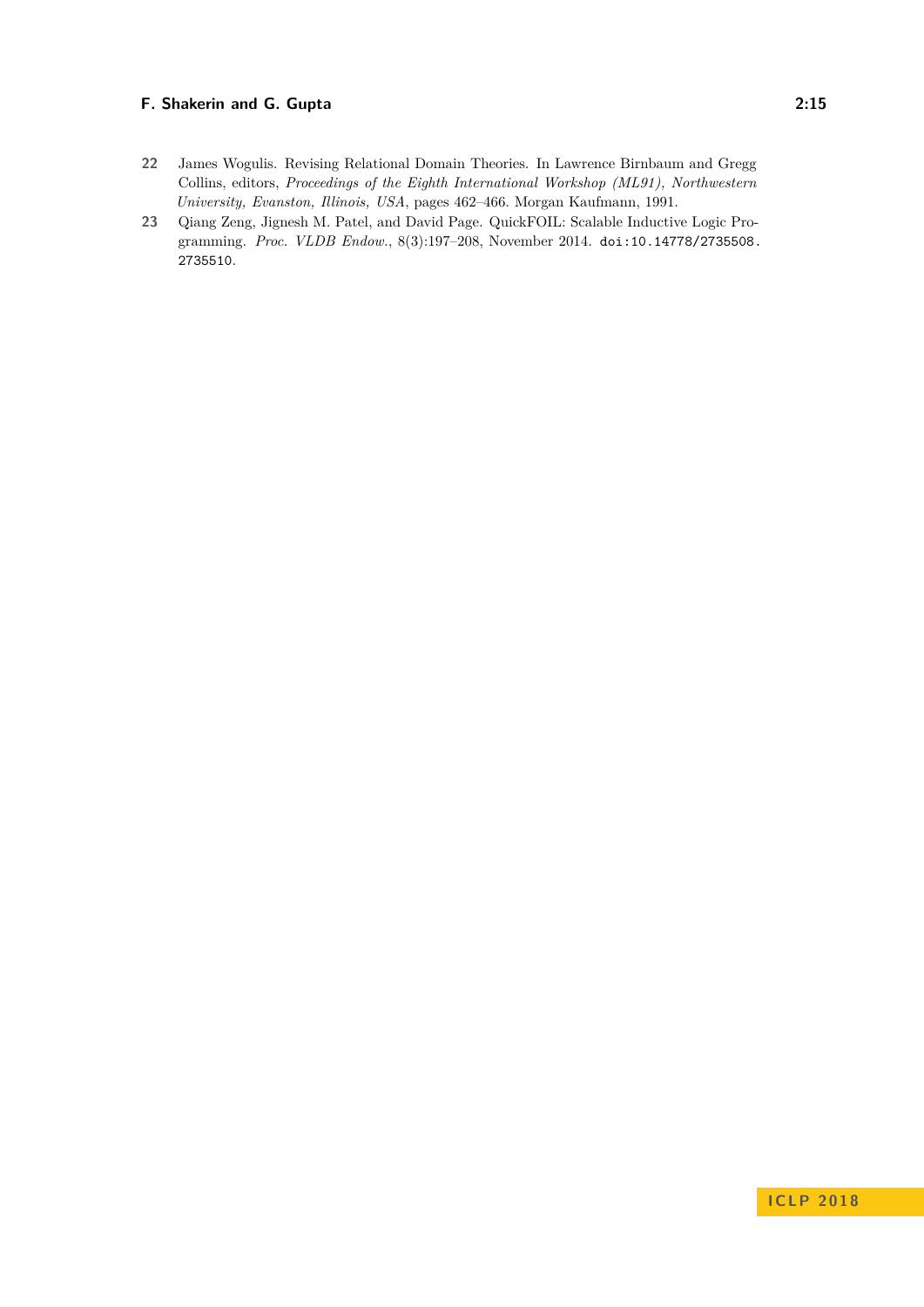22 James Wogulis. Revising Relational Domain Theories. In Lawrence Birnbaum and Gregg Collins, editors, *Proceedings of the Eighth International Workshop (ML91), Northwestern University, Evanston, Illinois, USA*, pages 462–466. Morgan Kaufmann, 1991.

23 Qiang Zeng, Jignesh M. Patel, and David Page. QuickFOIL: Scalable Inductive Logic Programming. *Proc. VLDB Endow.*, 8(3):197–208, November 2014. doi:10.14778/2735508.2735510.